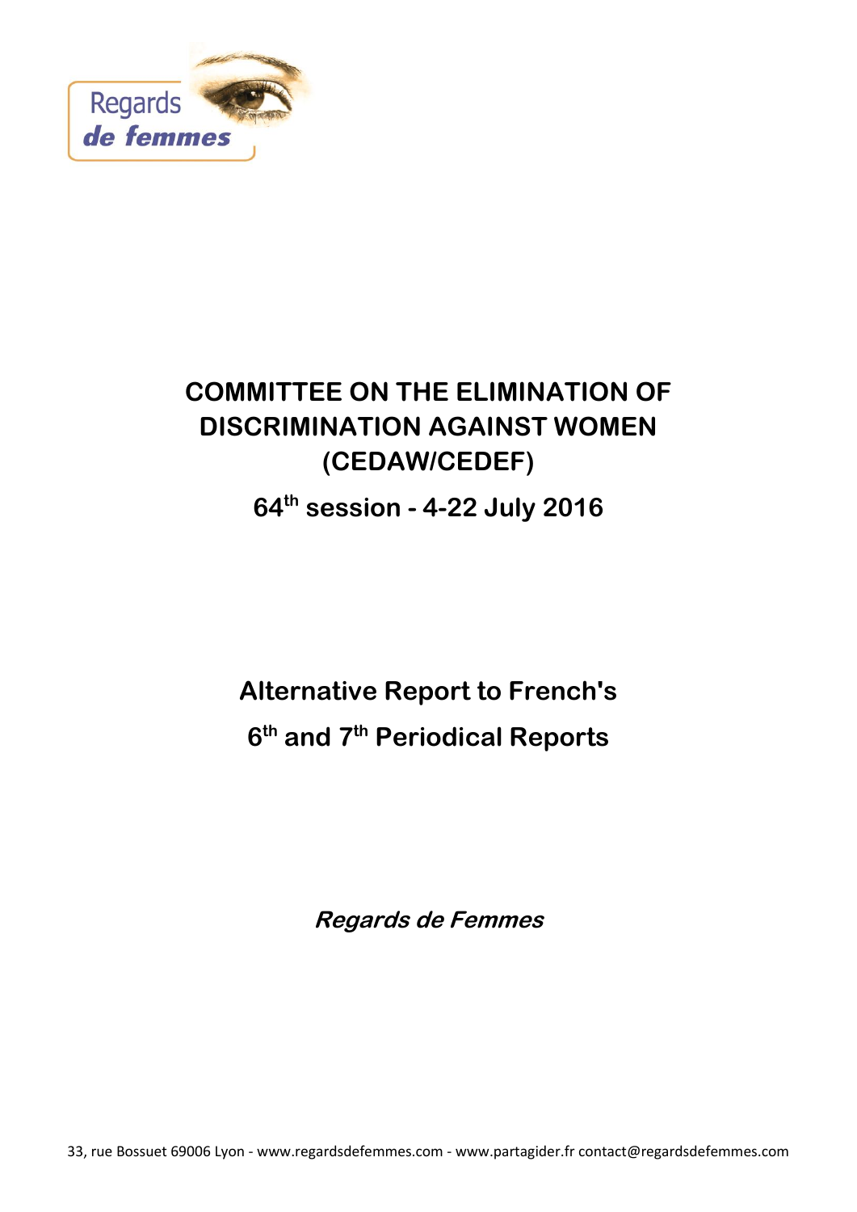Regards
*de femmes*

# COMMITTEE ON THE ELIMINATION OF DISCRIMINATION AGAINST WOMEN (CEDAW/CEDEF)

## 64th session - 4-22 July 2016

## Alternative Report to French's 6th and 7th Periodical Reports

***Regards de Femmes***

33, rue Bossuet 69006 Lyon - www.regardsdefemmes.com - www.partagider.fr contact@regardsdefemmes.com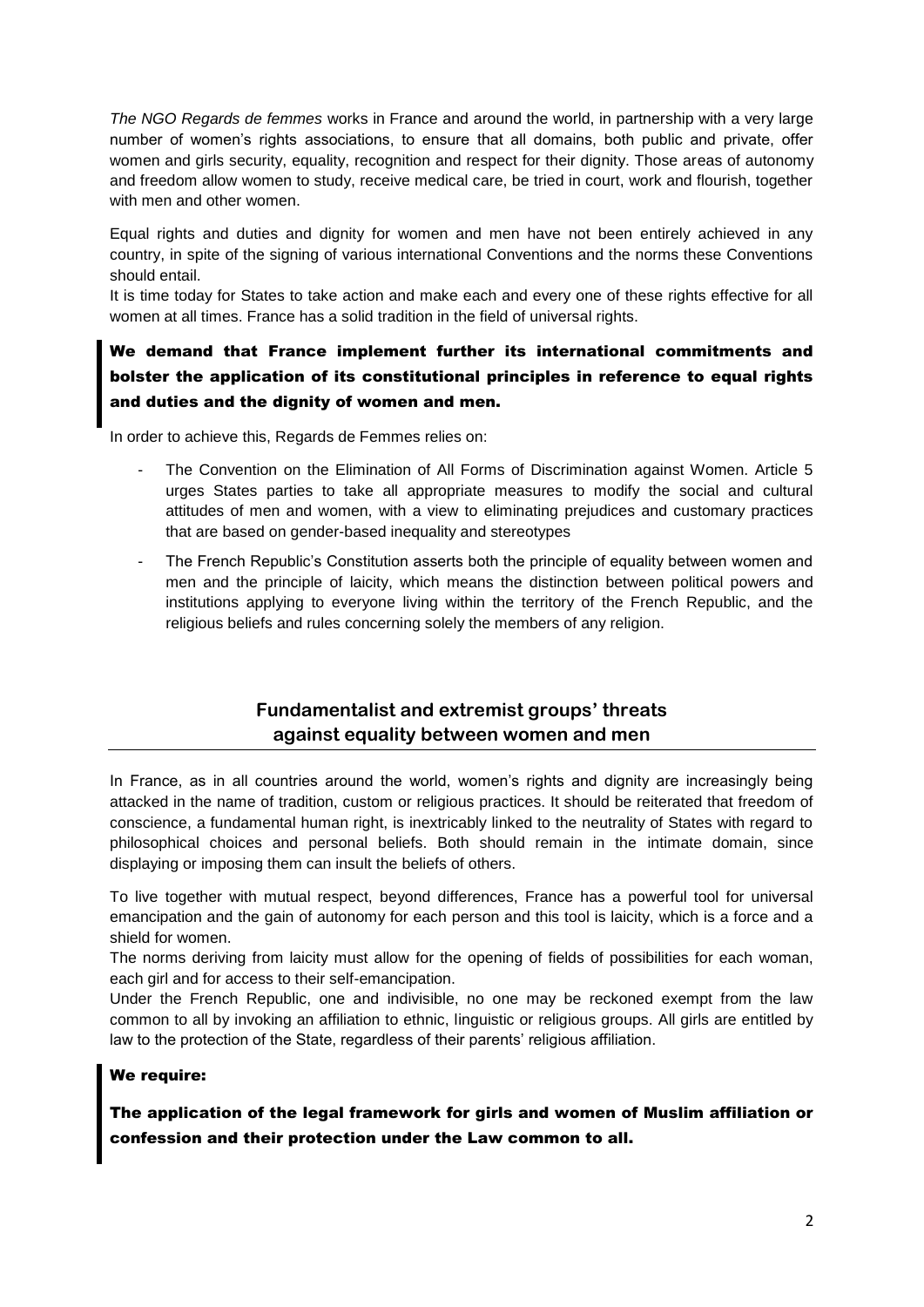*The NGO Regards de femmes* works in France and around the world, in partnership with a very large number of women's rights associations, to ensure that all domains, both public and private, offer women and girls security, equality, recognition and respect for their dignity. Those areas of autonomy and freedom allow women to study, receive medical care, be tried in court, work and flourish, together with men and other women.

Equal rights and duties and dignity for women and men have not been entirely achieved in any country, in spite of the signing of various international Conventions and the norms these Conventions should entail.
It is time today for States to take action and make each and every one of these rights effective for all women at all times. France has a solid tradition in the field of universal rights.

**We demand that France implement further its international commitments and bolster the application of its constitutional principles in reference to equal rights and duties and the dignity of women and men.**

In order to achieve this, Regards de Femmes relies on:

- The Convention on the Elimination of All Forms of Discrimination against Women. Article 5 urges States parties to take all appropriate measures to modify the social and cultural attitudes of men and women, with a view to eliminating prejudices and customary practices that are based on gender-based inequality and stereotypes
- The French Republic's Constitution asserts both the principle of equality between women and men and the principle of laicity, which means the distinction between political powers and institutions applying to everyone living within the territory of the French Republic, and the religious beliefs and rules concerning solely the members of any religion.

## Fundamentalist and extremist groups' threats against equality between women and men

In France, as in all countries around the world, women's rights and dignity are increasingly being attacked in the name of tradition, custom or religious practices. It should be reiterated that freedom of conscience, a fundamental human right, is inextricably linked to the neutrality of States with regard to philosophical choices and personal beliefs. Both should remain in the intimate domain, since displaying or imposing them can insult the beliefs of others.

To live together with mutual respect, beyond differences, France has a powerful tool for universal emancipation and the gain of autonomy for each person and this tool is laicity, which is a force and a shield for women.
The norms deriving from laicity must allow for the opening of fields of possibilities for each woman, each girl and for access to their self-emancipation.
Under the French Republic, one and indivisible, no one may be reckoned exempt from the law common to all by invoking an affiliation to ethnic, linguistic or religious groups. All girls are entitled by law to the protection of the State, regardless of their parents' religious affiliation.

**We require:**

**The application of the legal framework for girls and women of Muslim affiliation or confession and their protection under the Law common to all.**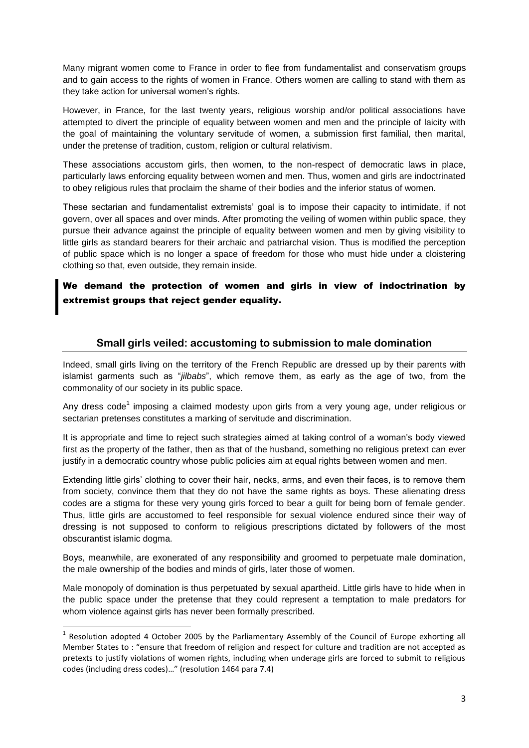Many migrant women come to France in order to flee from fundamentalist and conservatism groups and to gain access to the rights of women in France. Others women are calling to stand with them as they take action for universal women's rights.

However, in France, for the last twenty years, religious worship and/or political associations have attempted to divert the principle of equality between women and men and the principle of laicity with the goal of maintaining the voluntary servitude of women, a submission first familial, then marital, under the pretense of tradition, custom, religion or cultural relativism.

These associations accustom girls, then women, to the non-respect of democratic laws in place, particularly laws enforcing equality between women and men. Thus, women and girls are indoctrinated to obey religious rules that proclaim the shame of their bodies and the inferior status of women.

These sectarian and fundamentalist extremists' goal is to impose their capacity to intimidate, if not govern, over all spaces and over minds. After promoting the veiling of women within public space, they pursue their advance against the principle of equality between women and men by giving visibility to little girls as standard bearers for their archaic and patriarchal vision. Thus is modified the perception of public space which is no longer a space of freedom for those who must hide under a cloistering clothing so that, even outside, they remain inside.

> **We demand the protection of women and girls in view of indoctrination by extremist groups that reject gender equality.**

## Small girls veiled: accustoming to submission to male domination

Indeed, small girls living on the territory of the French Republic are dressed up by their parents with islamist garments such as "*jilbabs*", which remove them, as early as the age of two, from the commonality of our society in its public space.

Any dress code[1] imposing a claimed modesty upon girls from a very young age, under religious or sectarian pretenses constitutes a marking of servitude and discrimination.

It is appropriate and time to reject such strategies aimed at taking control of a woman's body viewed first as the property of the father, then as that of the husband, something no religious pretext can ever justify in a democratic country whose public policies aim at equal rights between women and men.

Extending little girls' clothing to cover their hair, necks, arms, and even their faces, is to remove them from society, convince them that they do not have the same rights as boys. These alienating dress codes are a stigma for these very young girls forced to bear a guilt for being born of female gender. Thus, little girls are accustomed to feel responsible for sexual violence endured since their way of dressing is not supposed to conform to religious prescriptions dictated by followers of the most obscurantist islamic dogma.

Boys, meanwhile, are exonerated of any responsibility and groomed to perpetuate male domination, the male ownership of the bodies and minds of girls, later those of women.

Male monopoly of domination is thus perpetuated by sexual apartheid. Little girls have to hide when in the public space under the pretense that they could represent a temptation to male predators for whom violence against girls has never been formally prescribed.

---

[1] Resolution adopted 4 October 2005 by the Parliamentary Assembly of the Council of Europe exhorting all Member States to : "ensure that freedom of religion and respect for culture and tradition are not accepted as pretexts to justify violations of women rights, including when underage girls are forced to submit to religious codes (including dress codes)…" (resolution 1464 para 7.4)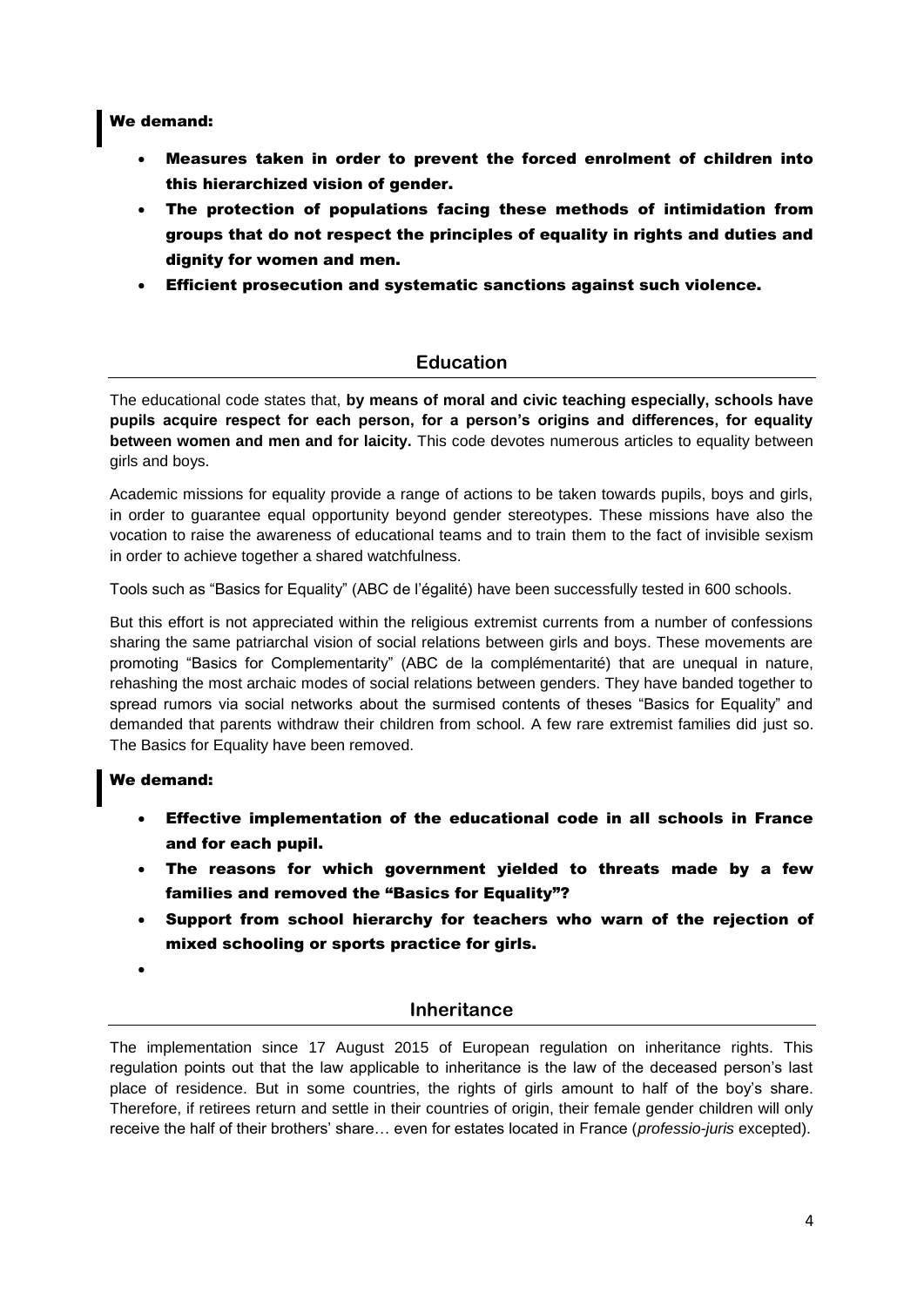**We demand:**

- **Measures taken in order to prevent the forced enrolment of children into this hierarchized vision of gender.**
- **The protection of populations facing these methods of intimidation from groups that do not respect the principles of equality in rights and duties and dignity for women and men.**
- **Efficient prosecution and systematic sanctions against such violence.**

## Education

The educational code states that, **by means of moral and civic teaching especially, schools have pupils acquire respect for each person, for a person's origins and differences, for equality between women and men and for laicity.** This code devotes numerous articles to equality between girls and boys.

Academic missions for equality provide a range of actions to be taken towards pupils, boys and girls, in order to guarantee equal opportunity beyond gender stereotypes. These missions have also the vocation to raise the awareness of educational teams and to train them to the fact of invisible sexism in order to achieve together a shared watchfulness.

Tools such as "Basics for Equality" (ABC de l'égalité) have been successfully tested in 600 schools.

But this effort is not appreciated within the religious extremist currents from a number of confessions sharing the same patriarchal vision of social relations between girls and boys. These movements are promoting "Basics for Complementarity" (ABC de la complémentarité) that are unequal in nature, rehashing the most archaic modes of social relations between genders. They have banded together to spread rumors via social networks about the surmised contents of theses "Basics for Equality" and demanded that parents withdraw their children from school. A few rare extremist families did just so. The Basics for Equality have been removed.

**We demand:**

- **Effective implementation of the educational code in all schools in France and for each pupil.**
- **The reasons for which government yielded to threats made by a few families and removed the "Basics for Equality"?**
- **Support from school hierarchy for teachers who warn of the rejection of mixed schooling or sports practice for girls.**

## Inheritance

The implementation since 17 August 2015 of European regulation on inheritance rights. This regulation points out that the law applicable to inheritance is the law of the deceased person's last place of residence. But in some countries, the rights of girls amount to half of the boy's share. Therefore, if retirees return and settle in their countries of origin, their female gender children will only receive the half of their brothers' share… even for estates located in France (*professio-juris* excepted).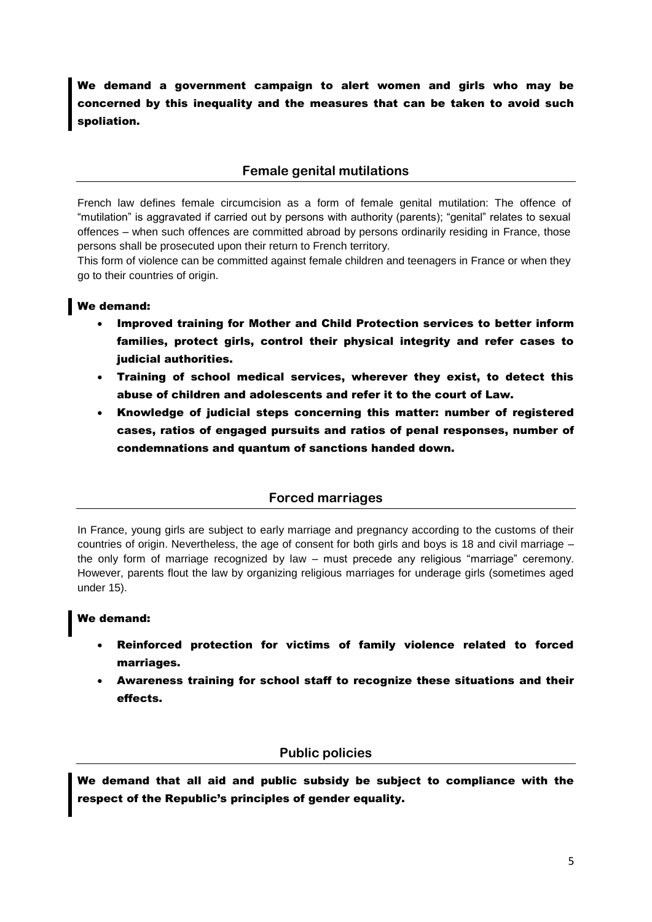**We demand a government campaign to alert women and girls who may be concerned by this inequality and the measures that can be taken to avoid such spoliation.**

## Female genital mutilations

French law defines female circumcision as a form of female genital mutilation: The offence of "mutilation" is aggravated if carried out by persons with authority (parents); "genital" relates to sexual offences – when such offences are committed abroad by persons ordinarily residing in France, those persons shall be prosecuted upon their return to French territory.

This form of violence can be committed against female children and teenagers in France or when they go to their countries of origin.

**We demand:**

- **Improved training for Mother and Child Protection services to better inform families, protect girls, control their physical integrity and refer cases to judicial authorities.**
- **Training of school medical services, wherever they exist, to detect this abuse of children and adolescents and refer it to the court of Law.**
- **Knowledge of judicial steps concerning this matter: number of registered cases, ratios of engaged pursuits and ratios of penal responses, number of condemnations and quantum of sanctions handed down.**

## Forced marriages

In France, young girls are subject to early marriage and pregnancy according to the customs of their countries of origin. Nevertheless, the age of consent for both girls and boys is 18 and civil marriage – the only form of marriage recognized by law – must precede any religious "marriage" ceremony. However, parents flout the law by organizing religious marriages for underage girls (sometimes aged under 15).

**We demand:**

- **Reinforced protection for victims of family violence related to forced marriages.**
- **Awareness training for school staff to recognize these situations and their effects.**

## Public policies

**We demand that all aid and public subsidy be subject to compliance with the respect of the Republic's principles of gender equality.**